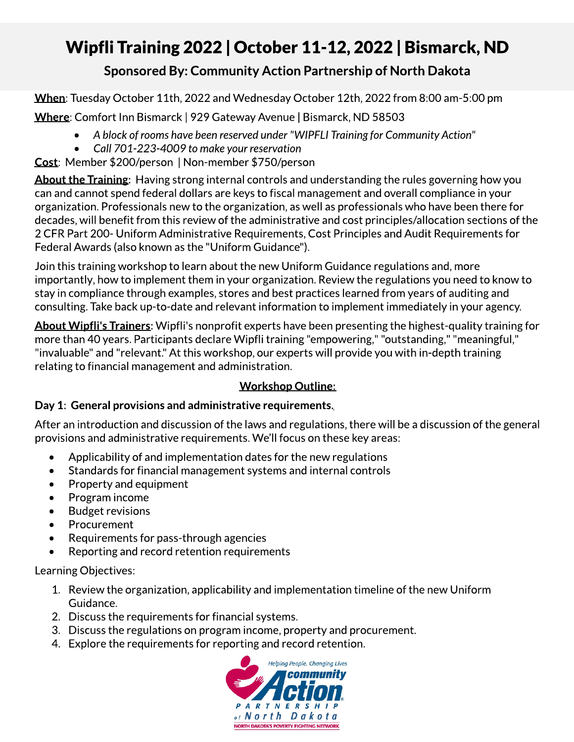# Wipfli Training 2022 | October 11-12, 2022 | Bismarck, ND

## Sponsored By: Community Action Partnership of North Dakota

**When**: Tuesday October 11th, 2022 and Wednesday October 12th, 2022 from 8:00 am-5:00 pm

**Where**: Comfort Inn Bismarck | 929 Gateway Avenue | Bismarck, ND 58503

- *A block of rooms have been reserved under "WIPFLI Training for Community Action"*
- *Call 701-223-4009 to make your reservation*

**Cost**: Member $200/person | Non-member $750/person

**About the Training**: Having strong internal controls and understanding the rules governing how you can and cannot spend federal dollars are keys to fiscal management and overall compliance in your organization. Professionals new to the organization, as well as professionals who have been there for decades, will benefit from this review of the administrative and cost principles/allocation sections of the 2 CFR Part 200- Uniform Administrative Requirements, Cost Principles and Audit Requirements for Federal Awards (also known as the "Uniform Guidance").

Join this training workshop to learn about the new Uniform Guidance regulations and, more importantly, how to implement them in your organization. Review the regulations you need to know to stay in compliance through examples, stores and best practices learned from years of auditing and consulting. Take back up-to-date and relevant information to implement immediately in your agency.

**About Wipfli's Trainers**: Wipfli's nonprofit experts have been presenting the highest-quality training for more than 40 years. Participants declare Wipfli training "empowering," "outstanding," "meaningful," "invaluable" and "relevant." At this workshop, our experts will provide you with in-depth training relating to financial management and administration.

**Workshop Outline:**

**Day 1: General provisions and administrative requirements.**

After an introduction and discussion of the laws and regulations, there will be a discussion of the general provisions and administrative requirements. We'll focus on these key areas:

- Applicability of and implementation dates for the new regulations
- Standards for financial management systems and internal controls
- Property and equipment
- Program income
- Budget revisions
- Procurement
- Requirements for pass-through agencies
- Reporting and record retention requirements

Learning Objectives:

1. Review the organization, applicability and implementation timeline of the new Uniform Guidance.
2. Discuss the requirements for financial systems.
3. Discuss the regulations on program income, property and procurement.
4. Explore the requirements for reporting and record retention.

Helping People. Changing Lives.
Community Action Partnership of North Dakota
NORTH DAKOTA'S POVERTY FIGHTING NETWORK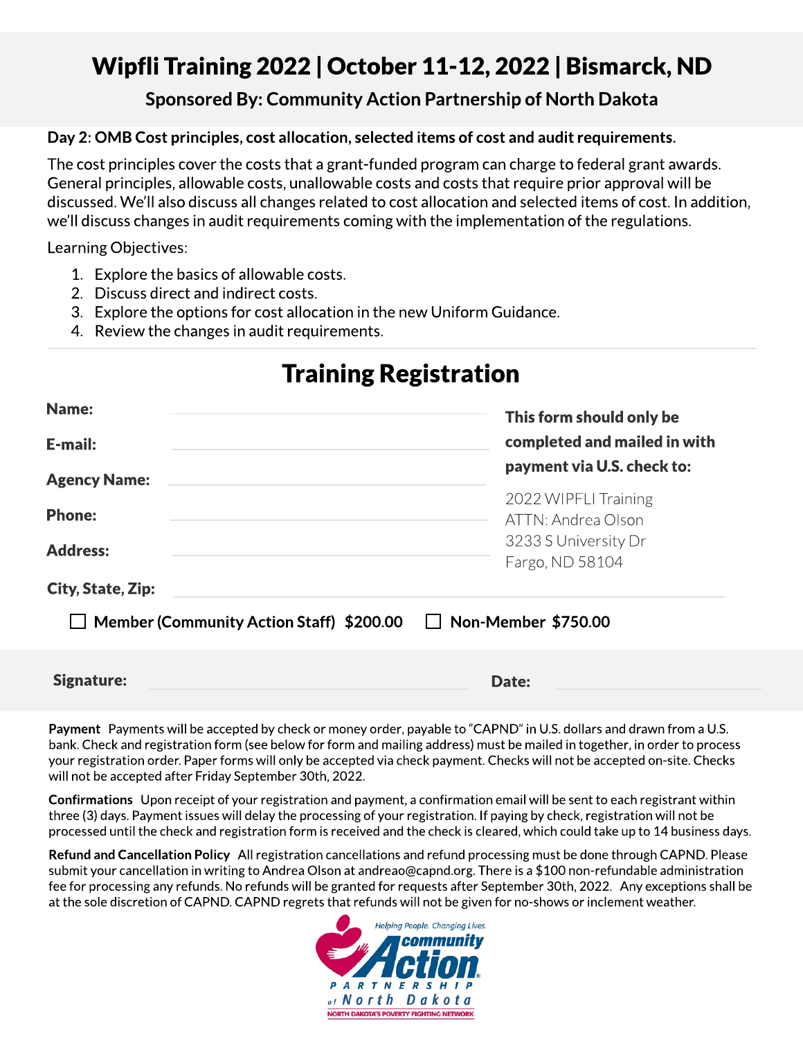# Wipfli Training 2022 | October 11-12, 2022 | Bismarck, ND

**Sponsored By: Community Action Partnership of North Dakota**

**Day 2: OMB Cost principles, cost allocation, selected items of cost and audit requirements.**

The cost principles cover the costs that a grant-funded program can charge to federal grant awards. General principles, allowable costs, unallowable costs and costs that require prior approval will be discussed. We'll also discuss all changes related to cost allocation and selected items of cost. In addition, we'll discuss changes in audit requirements coming with the implementation of the regulations.

Learning Objectives:

1. Explore the basics of allowable costs.
2. Discuss direct and indirect costs.
3. Explore the options for cost allocation in the new Uniform Guidance.
4. Review the changes in audit requirements.

## Training Registration

**Name:** ______________________

**E-mail:** ______________________

**Agency Name:** ______________________

**Phone:** ______________________

**Address:** ______________________

**City, State, Zip:** ______________________

**This form should only be completed and mailed in with payment via U.S. check to:**

2022 WIPFLI Training
ATTN: Andrea Olson
3233 S University Dr
Fargo, ND 58104

☐ **Member (Community Action Staff) $200.00** ☐ **Non-Member $750.00**

**Signature:** ______________________ **Date:** ______________________

**Payment** Payments will be accepted by check or money order, payable to "CAPND" in U.S. dollars and drawn from a U.S. bank. Check and registration form (see below for form and mailing address) must be mailed in together, in order to process your registration order. Paper forms will only be accepted via check payment. Checks will not be accepted on-site. Checks will not be accepted after Friday September 30th, 2022.

**Confirmations** Upon receipt of your registration and payment, a confirmation email will be sent to each registrant within three (3) days. Payment issues will delay the processing of your registration. If paying by check, registration will not be processed until the check and registration form is received and the check is cleared, which could take up to 14 business days.

**Refund and Cancellation Policy** All registration cancellations and refund processing must be done through CAPND. Please submit your cancellation in writing to Andrea Olson at andreao@capnd.org. There is a $100 non-refundable administration fee for processing any refunds. No refunds will be granted for requests after September 30th, 2022. Any exceptions shall be at the sole discretion of CAPND. CAPND regrets that refunds will not be given for no-shows or inclement weather.

Helping People. Changing Lives. community Action PARTNERSHIP of North Dakota
NORTH DAKOTA'S POVERTY FIGHTING NETWORK